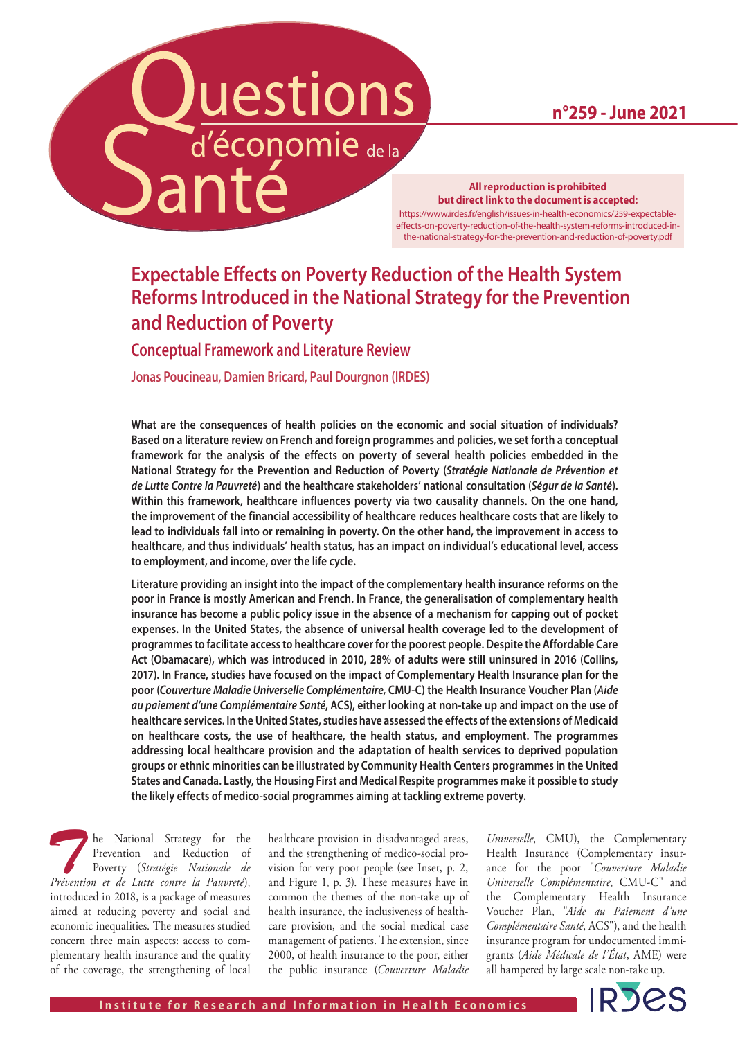# Questions d'économie de la Santé

**n°259 - June 2021**

**All reproduction is prohibited but direct link to the document is accepted:**
https://www.irdes.fr/english/issues-in-health-economics/259-expectable-effects-on-poverty-reduction-of-the-health-system-reforms-introduced-in-the-national-strategy-for-the-prevention-and-reduction-of-poverty.pdf

# Expectable Effects on Poverty Reduction of the Health System Reforms Introduced in the National Strategy for the Prevention and Reduction of Poverty

## Conceptual Framework and Literature Review

**Jonas Poucineau, Damien Bricard, Paul Dourgnon (IRDES)**

**What are the consequences of health policies on the economic and social situation of individuals? Based on a literature review on French and foreign programmes and policies, we set forth a conceptual framework for the analysis of the effects on poverty of several health policies embedded in the National Strategy for the Prevention and Reduction of Poverty (*Stratégie Nationale de Prévention et de Lutte Contre la Pauvreté*) and the healthcare stakeholders' national consultation (*Ségur de la Santé*). Within this framework, healthcare influences poverty via two causality channels. On the one hand, the improvement of the financial accessibility of healthcare reduces healthcare costs that are likely to lead to individuals fall into or remaining in poverty. On the other hand, the improvement in access to healthcare, and thus individuals' health status, has an impact on individual's educational level, access to employment, and income, over the life cycle.**

**Literature providing an insight into the impact of the complementary health insurance reforms on the poor in France is mostly American and French. In France, the generalisation of complementary health insurance has become a public policy issue in the absence of a mechanism for capping out of pocket expenses. In the United States, the absence of universal health coverage led to the development of programmes to facilitate access to healthcare cover for the poorest people. Despite the Affordable Care Act (Obamacare), which was introduced in 2010, 28% of adults were still uninsured in 2016 (Collins, 2017). In France, studies have focused on the impact of Complementary Health Insurance plan for the poor (*Couverture Maladie Universelle Complémentaire*, CMU-C) the Health Insurance Voucher Plan (*Aide au paiement d'une Complémentaire Santé*, ACS), either looking at non-take up and impact on the use of healthcare services. In the United States, studies have assessed the effects of the extensions of Medicaid on healthcare costs, the use of healthcare, the health status, and employment. The programmes addressing local healthcare provision and the adaptation of health services to deprived population groups or ethnic minorities can be illustrated by Community Health Centers programmes in the United States and Canada. Lastly, the Housing First and Medical Respite programmes make it possible to study the likely effects of medico-social programmes aiming at tackling extreme poverty.**

The National Strategy for the Prevention and Reduction of Poverty (*Stratégie Nationale de Prévention et de Lutte contre la Pauvreté*), introduced in 2018, is a package of measures aimed at reducing poverty and social and economic inequalities. The measures studied concern three main aspects: access to complementary health insurance and the quality of the coverage, the strengthening of local healthcare provision in disadvantaged areas, and the strengthening of medico-social provision for very poor people (see Inset, p. 2, and Figure 1, p. 3). These measures have in common the themes of the non-take up of health insurance, the inclusiveness of healthcare provision, and the social medical case management of patients. The extension, since 2000, of health insurance to the poor, either the public insurance (*Couverture Maladie Universelle*, CMU), the Complementary Health Insurance (Complementary insurance for the poor "*Couverture Maladie Universelle Complémentaire*, CMU-C" and the Complementary Health Insurance Voucher Plan, "*Aide au Paiement d'une Complémentaire Santé*, ACS"), and the health insurance program for undocumented immigrants (*Aide Médicale de l'État*, AME) were all hampered by large scale non-take up.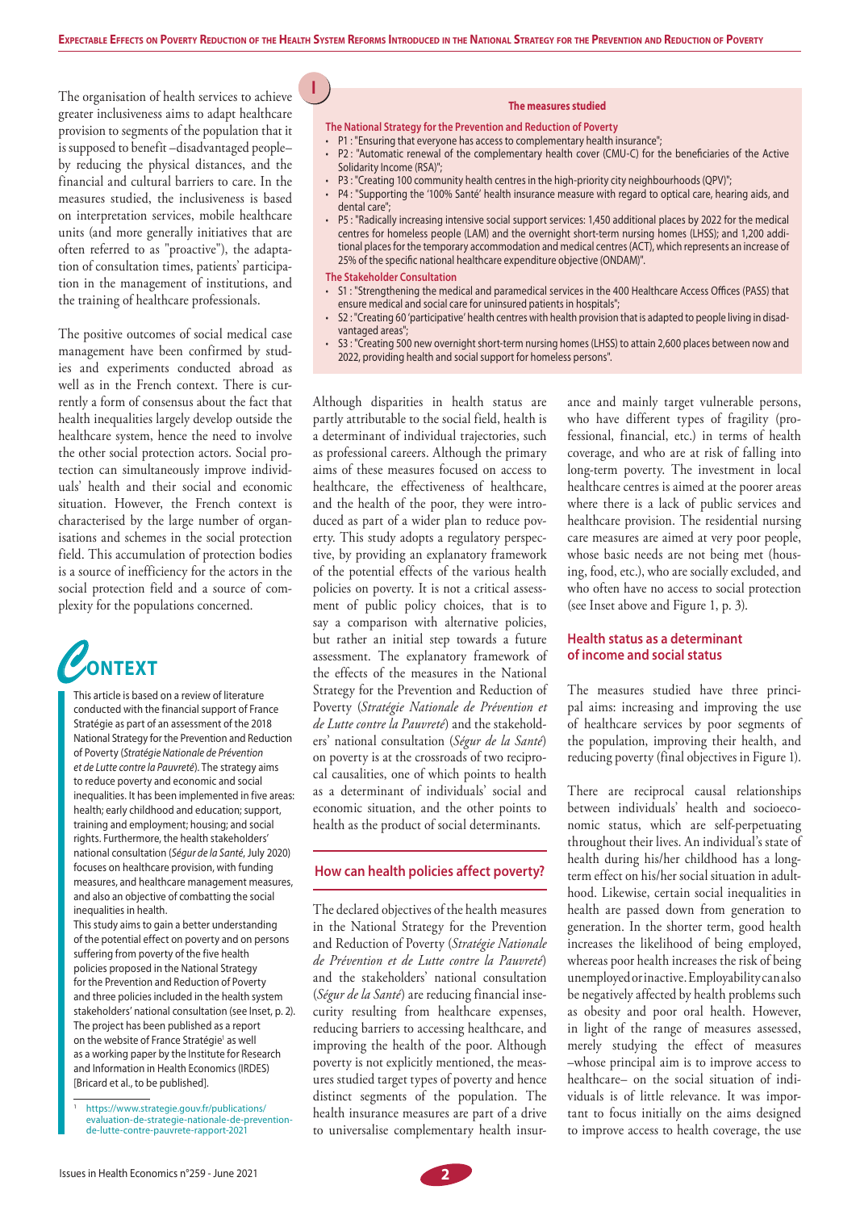The organisation of health services to achieve greater inclusiveness aims to adapt healthcare provision to segments of the population that it is supposed to benefit –disadvantaged people– by reducing the physical distances, and the financial and cultural barriers to care. In the measures studied, the inclusiveness is based on interpretation services, mobile healthcare units (and more generally initiatives that are often referred to as "proactive"), the adaptation of consultation times, patients' participation in the management of institutions, and the training of healthcare professionals.

The positive outcomes of social medical case management have been confirmed by studies and experiments conducted abroad as well as in the French context. There is currently a form of consensus about the fact that health inequalities largely develop outside the healthcare system, hence the need to involve the other social protection actors. Social protection can simultaneously improve individuals' health and their social and economic situation. However, the French context is characterised by the large number of organisations and schemes in the social protection field. This accumulation of protection bodies is a source of inefficiency for the actors in the social protection field and a source of complexity for the populations concerned.

## Context

This article is based on a review of literature conducted with the financial support of France Stratégie as part of an assessment of the 2018 National Strategy for the Prevention and Reduction of Poverty (*Stratégie Nationale de Prévention et de Lutte contre la Pauvreté*). The strategy aims to reduce poverty and economic and social inequalities. It has been implemented in five areas: health; early childhood and education; support, training and employment; housing; and social rights. Furthermore, the health stakeholders' national consultation (*Ségur de la Santé*, July 2020) focuses on healthcare provision, with funding measures, and healthcare management measures, and also an objective of combatting the social inequalities in health.

This study aims to gain a better understanding of the potential effect on poverty and on persons suffering from poverty of the five health policies proposed in the National Strategy for the Prevention and Reduction of Poverty and three policies included in the health system stakeholders' national consultation (see Inset, p. 2). The project has been published as a report on the website of France Stratégie[1] as well as a working paper by the Institute for Research and Information in Health Economics (IRDES) [Bricard et al., to be published].

[1] https://www.strategie.gouv.fr/publications/evaluation-de-strategie-nationale-de-prevention-de-lutte-contre-pauvrete-rapport-2021

### I — The measures studied

**The National Strategy for the Prevention and Reduction of Poverty**

- P1 : "Ensuring that everyone has access to complementary health insurance";
- P2 : "Automatic renewal of the complementary health cover (CMU-C) for the beneficiaries of the Active Solidarity Income (RSA)";
- P3 : "Creating 100 community health centres in the high-priority city neighbourhoods (QPV)";
- P4 : "Supporting the '100% Santé' health insurance measure with regard to optical care, hearing aids, and dental care";
- P5 : "Radically increasing intensive social support services: 1,450 additional places by 2022 for the medical centres for homeless people (LAM) and the overnight short-term nursing homes (LHSS); and 1,200 additional places for the temporary accommodation and medical centres (ACT), which represents an increase of 25% of the specific national healthcare expenditure objective (ONDAM)".

**The Stakeholder Consultation**

- S1 : "Strengthening the medical and paramedical services in the 400 Healthcare Access Offices (PASS) that ensure medical and social care for uninsured patients in hospitals";
- S2 : "Creating 60 'participative' health centres with health provision that is adapted to people living in disadvantaged areas";
- S3 : "Creating 500 new overnight short-term nursing homes (LHSS) to attain 2,600 places between now and 2022, providing health and social support for homeless persons".

Although disparities in health status are partly attributable to the social field, health is a determinant of individual trajectories, such as professional careers. Although the primary aims of these measures focused on access to healthcare, the effectiveness of healthcare, and the health of the poor, they were introduced as part of a wider plan to reduce poverty. This study adopts a regulatory perspective, by providing an explanatory framework of the potential effects of the various health policies on poverty. It is not a critical assessment of public policy choices, that is to say a comparison with alternative policies, but rather an initial step towards a future assessment. The explanatory framework of the effects of the measures in the National Strategy for the Prevention and Reduction of Poverty (*Stratégie Nationale de Prévention et de Lutte contre la Pauvreté*) and the stakeholders' national consultation (*Ségur de la Santé*) on poverty is at the crossroads of two reciprocal causalities, one of which points to health as a determinant of individuals' social and economic situation, and the other points to health as the product of social determinants.

## How can health policies affect poverty?

The declared objectives of the health measures in the National Strategy for the Prevention and Reduction of Poverty (*Stratégie Nationale de Prévention et de Lutte contre la Pauvreté*) and the stakeholders' national consultation (*Ségur de la Santé*) are reducing financial insecurity resulting from healthcare expenses, reducing barriers to accessing healthcare, and improving the health of the poor. Although poverty is not explicitly mentioned, the measures studied target types of poverty and hence distinct segments of the population. The health insurance measures are part of a drive to universalise complementary health insurance and mainly target vulnerable persons, who have different types of fragility (professional, financial, etc.) in terms of health coverage, and who are at risk of falling into long-term poverty. The investment in local healthcare centres is aimed at the poorer areas where there is a lack of public services and healthcare provision. The residential nursing care measures are aimed at very poor people, whose basic needs are not being met (housing, food, etc.), who are socially excluded, and who often have no access to social protection (see Inset above and Figure 1, p. 3).

### Health status as a determinant of income and social status

The measures studied have three principal aims: increasing and improving the use of healthcare services by poor segments of the population, improving their health, and reducing poverty (final objectives in Figure 1).

There are reciprocal causal relationships between individuals' health and socioeconomic status, which are self-perpetuating throughout their lives. An individual's state of health during his/her childhood has a long-term effect on his/her social situation in adulthood. Likewise, certain social inequalities in health are passed down from generation to generation. In the shorter term, good health increases the likelihood of being employed, whereas poor health increases the risk of being unemployed or inactive. Employability can also be negatively affected by health problems such as obesity and poor oral health. However, in light of the range of measures assessed, merely studying the effect of measures –whose principal aim is to improve access to healthcare– on the social situation of individuals is of little relevance. It was important to focus initially on the aims designed to improve access to health coverage, the use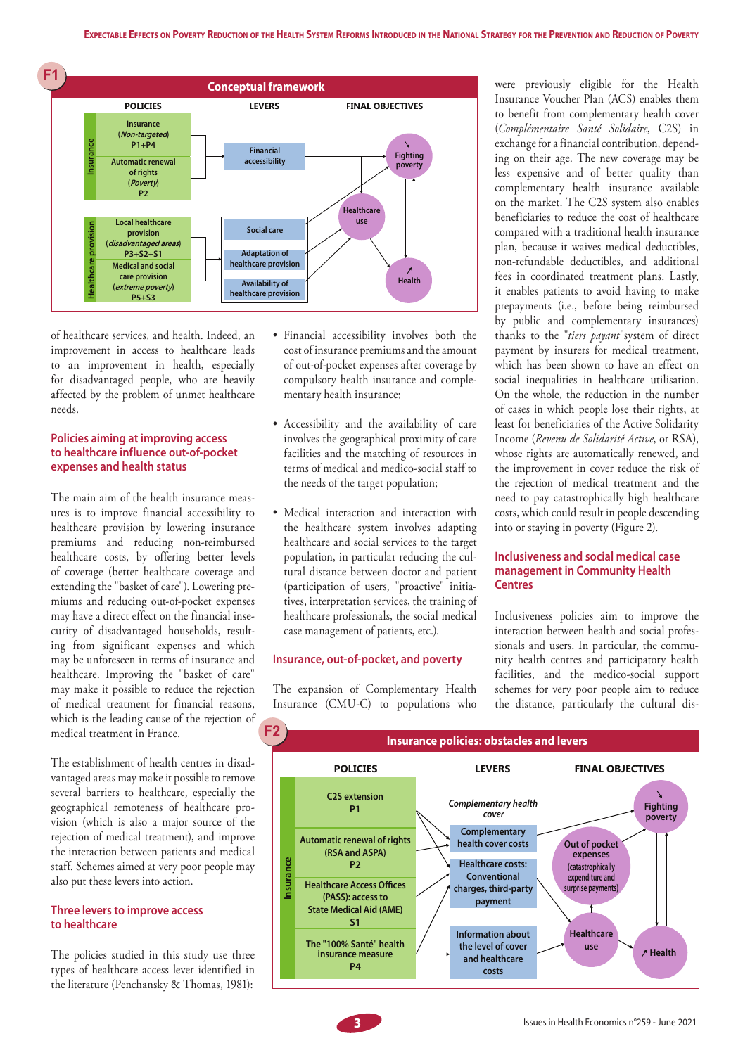**F1 Conceptual framework**

| POLICIES | | LEVERS | FINAL OBJECTIVES |
|---|---|---|---|
| Insurance | Insurance (*Non-targeted*) P1+P4 | Financial accessibility | ↘ Fighting poverty |
| | Automatic renewal of rights (*Poverty*) P2 | | Healthcare use |
| Healthcare provision | Local healthcare provision (*disadvantaged areas*) P3+S2+S1 | Social care | ↗ Health |
| | Medical and social care provision (*extreme poverty*) P5+S3 | Adaptation of healthcare provision | |
| | | Availability of healthcare provision | |

of healthcare services, and health. Indeed, an improvement in access to healthcare leads to an improvement in health, especially for disadvantaged people, who are heavily affected by the problem of unmet healthcare needs.

## Policies aiming at improving access to healthcare influence out-of-pocket expenses and health status

The main aim of the health insurance measures is to improve financial accessibility to healthcare provision by lowering insurance premiums and reducing non-reimbursed healthcare costs, by offering better levels of coverage (better healthcare coverage and extending the "basket of care"). Lowering premiums and reducing out-of-pocket expenses may have a direct effect on the financial insecurity of disadvantaged households, resulting from significant expenses and which may be unforeseen in terms of insurance and healthcare. Improving the "basket of care" may make it possible to reduce the rejection of medical treatment for financial reasons, which is the leading cause of the rejection of medical treatment in France.

The establishment of health centres in disadvantaged areas may make it possible to remove several barriers to healthcare, especially the geographical remoteness of healthcare provision (which is also a major source of the rejection of medical treatment), and improve the interaction between patients and medical staff. Schemes aimed at very poor people may also put these levers into action.

## Three levers to improve access to healthcare

The policies studied in this study use three types of healthcare access lever identified in the literature (Penchansky & Thomas, 1981):

- Financial accessibility involves both the cost of insurance premiums and the amount of out-of-pocket expenses after coverage by compulsory health insurance and complementary health insurance;
- Accessibility and the availability of care involves the geographical proximity of care facilities and the matching of resources in terms of medical and medico-social staff to the needs of the target population;
- Medical interaction and interaction with the healthcare system involves adapting healthcare and social services to the target population, in particular reducing the cultural distance between doctor and patient (participation of users, "proactive" initiatives, interpretation services, the training of healthcare professionals, the social medical case management of patients, etc.).

## Insurance, out-of-pocket, and poverty

The expansion of Complementary Health Insurance (CMU-C) to populations who were previously eligible for the Health Insurance Voucher Plan (ACS) enables them to benefit from complementary health cover (*Complémentaire Santé Solidaire*, C2S) in exchange for a financial contribution, depending on their age. The new coverage may be less expensive and of better quality than complementary health insurance available on the market. The C2S system also enables beneficiaries to reduce the cost of healthcare compared with a traditional health insurance plan, because it waives medical deductibles, non-refundable deductibles, and additional fees in coordinated treatment plans. Lastly, it enables patients to avoid having to make prepayments (i.e., before being reimbursed by public and complementary insurances) thanks to the "*tiers payant*" system of direct payment by insurers for medical treatment, which has been shown to have an effect on social inequalities in healthcare utilisation. On the whole, the reduction in the number of cases in which people lose their rights, at least for beneficiaries of the Active Solidarity Income (*Revenu de Solidarité Active*, or RSA), whose rights are automatically renewed, and the improvement in cover reduce the risk of the rejection of medical treatment and the need to pay catastrophically high healthcare costs, which could result in people descending into or staying in poverty (Figure 2).

## Inclusiveness and social medical case management in Community Health Centres

Inclusiveness policies aim to improve the interaction between health and social professionals and users. In particular, the community health centres and participatory health facilities, and the medico-social support schemes for very poor people aim to reduce the distance, particularly the cultural dis-

**F2 Insurance policies: obstacles and levers**

| POLICIES | | LEVERS | FINAL OBJECTIVES |
|---|---|---|---|
| Insurance | C2S extension P1 | *Complementary health cover* | ↘ Fighting poverty |
| | Automatic renewal of rights (RSA and ASPA) P2 | Complementary health cover costs | Out of pocket expenses (catastrophically expenditure and surprise payments) |
| | Healthcare Access Offices (PASS): access to State Medical Aid (AME) S1 | Healthcare costs: Conventional charges, third-party payment | Healthcare use |
| | The "100% Santé" health insurance measure P4 | Information about the level of cover and healthcare costs | ↗ Health |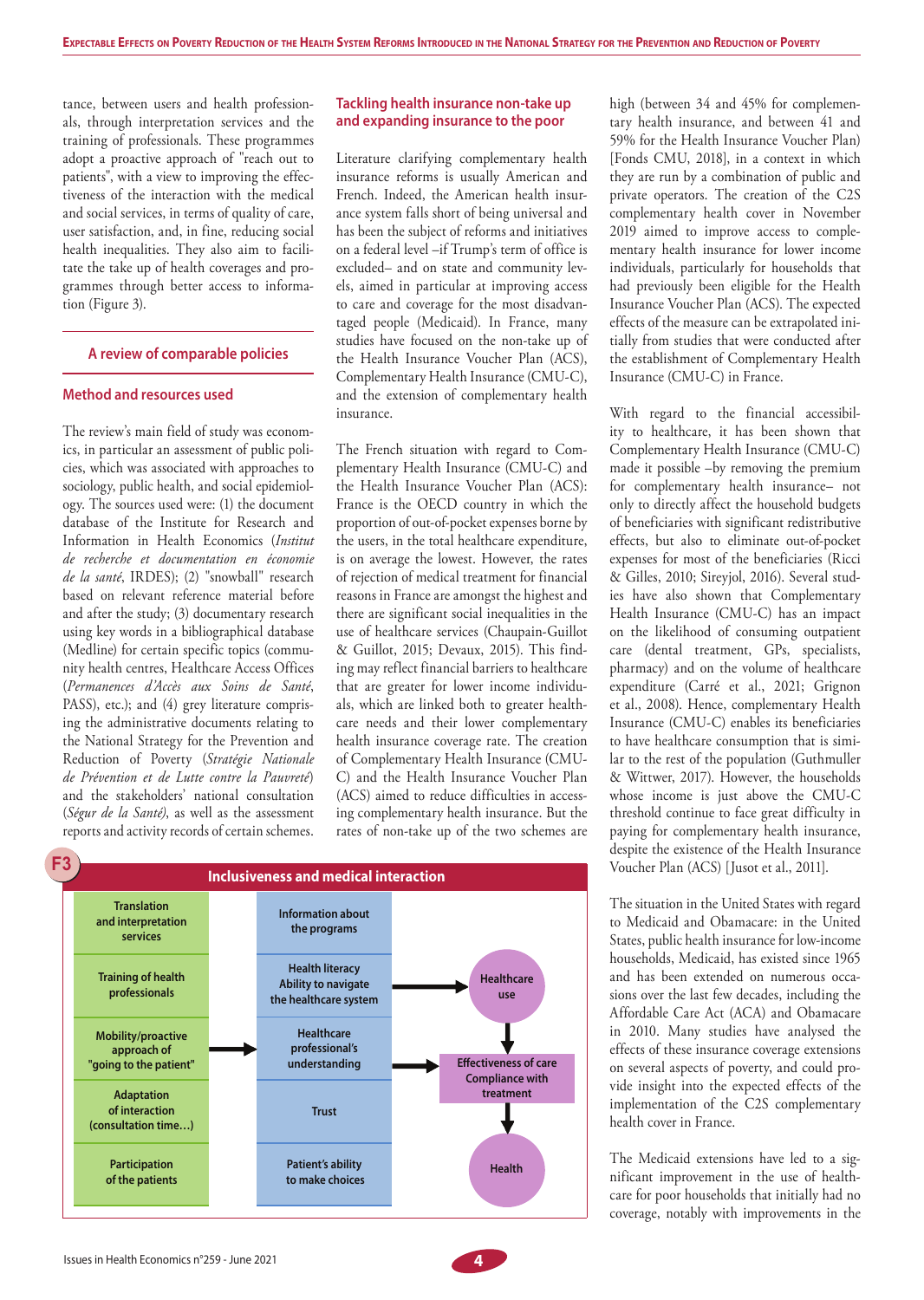tance, between users and health professionals, through interpretation services and the training of professionals. These programmes adopt a proactive approach of "reach out to patients", with a view to improving the effectiveness of the interaction with the medical and social services, in terms of quality of care, user satisfaction, and, in fine, reducing social health inequalities. They also aim to facilitate the take up of health coverages and programmes through better access to information (Figure 3).

## A review of comparable policies

### Method and resources used

The review's main field of study was economics, in particular an assessment of public policies, which was associated with approaches to sociology, public health, and social epidemiology. The sources used were: (1) the document database of the Institute for Research and Information in Health Economics (*Institut de recherche et documentation en économie de la santé*, IRDES); (2) "snowball" research based on relevant reference material before and after the study; (3) documentary research using key words in a bibliographical database (Medline) for certain specific topics (community health centres, Healthcare Access Offices (*Permanences d'Accès aux Soins de Santé*, PASS), etc.); and (4) grey literature comprising the administrative documents relating to the National Strategy for the Prevention and Reduction of Poverty (*Stratégie Nationale de Prévention et de Lutte contre la Pauvreté*) and the stakeholders' national consultation (*Ségur de la Santé*), as well as the assessment reports and activity records of certain schemes.

### Tackling health insurance non-take up and expanding insurance to the poor

Literature clarifying complementary health insurance reforms is usually American and French. Indeed, the American health insurance system falls short of being universal and has been the subject of reforms and initiatives on a federal level –if Trump's term of office is excluded– and on state and community levels, aimed in particular at improving access to care and coverage for the most disadvantaged people (Medicaid). In France, many studies have focused on the non-take up of the Health Insurance Voucher Plan (ACS), Complementary Health Insurance (CMU-C), and the extension of complementary health insurance.

The French situation with regard to Complementary Health Insurance (CMU-C) and the Health Insurance Voucher Plan (ACS): France is the OECD country in which the proportion of out-of-pocket expenses borne by the users, in the total healthcare expenditure, is on average the lowest. However, the rates of rejection of medical treatment for financial reasons in France are amongst the highest and there are significant social inequalities in the use of healthcare services (Chaupain-Guillot & Guillot, 2015; Devaux, 2015). This finding may reflect financial barriers to healthcare that are greater for lower income individuals, which are linked both to greater healthcare needs and their lower complementary health insurance coverage rate. The creation of Complementary Health Insurance (CMU-C) and the Health Insurance Voucher Plan (ACS) aimed to reduce difficulties in accessing complementary health insurance. But the rates of non-take up of the two schemes are high (between 34 and 45% for complementary health insurance, and between 41 and 59% for the Health Insurance Voucher Plan) [Fonds CMU, 2018], in a context in which they are run by a combination of public and private operators. The creation of the C2S complementary health cover in November 2019 aimed to improve access to complementary health insurance for lower income individuals, particularly for households that had previously been eligible for the Health Insurance Voucher Plan (ACS). The expected effects of the measure can be extrapolated initially from studies that were conducted after the establishment of Complementary Health Insurance (CMU-C) in France.

With regard to the financial accessibility to healthcare, it has been shown that Complementary Health Insurance (CMU-C) made it possible –by removing the premium for complementary health insurance– not only to directly affect the household budgets of beneficiaries with significant redistributive effects, but also to eliminate out-of-pocket expenses for most of the beneficiaries (Ricci & Gilles, 2010; Sireyjol, 2016). Several studies have also shown that Complementary Health Insurance (CMU-C) has an impact on the likelihood of consuming outpatient care (dental treatment, GPs, specialists, pharmacy) and on the volume of healthcare expenditure (Carré et al., 2021; Grignon et al., 2008). Hence, complementary Health Insurance (CMU-C) enables its beneficiaries to have healthcare consumption that is similar to the rest of the population (Guthmuller & Wittwer, 2017). However, the households whose income is just above the CMU-C threshold continue to face great difficulty in paying for complementary health insurance, despite the existence of the Health Insurance Voucher Plan (ACS) [Jusot et al., 2011].

The situation in the United States with regard to Medicaid and Obamacare: in the United States, public health insurance for low-income households, Medicaid, has existed since 1965 and has been extended on numerous occasions over the last few decades, including the Affordable Care Act (ACA) and Obamacare in 2010. Many studies have analysed the effects of these insurance coverage extensions on several aspects of poverty, and could provide insight into the expected effects of the implementation of the C2S complementary health cover in France.

The Medicaid extensions have led to a significant improvement in the use of healthcare for poor households that initially had no coverage, notably with improvements in the

**F3 Inclusiveness and medical interaction**

| Inclusiveness factors | | Interaction factors | | Outcomes |
|---|---|---|---|---|
| Translation and interpretation services | | Information about the programs | | |
| Training of health professionals | | Health literacy Ability to navigate the healthcare system | → | Healthcare use ↓ |
| Mobility/proactive approach of "going to the patient" | → | Healthcare professional's understanding | → | Effectiveness of care Compliance with treatment ↓ |
| Adaptation of interaction (consultation time…) | | Trust | | |
| Participation of the patients | | Patient's ability to make choices | | Health |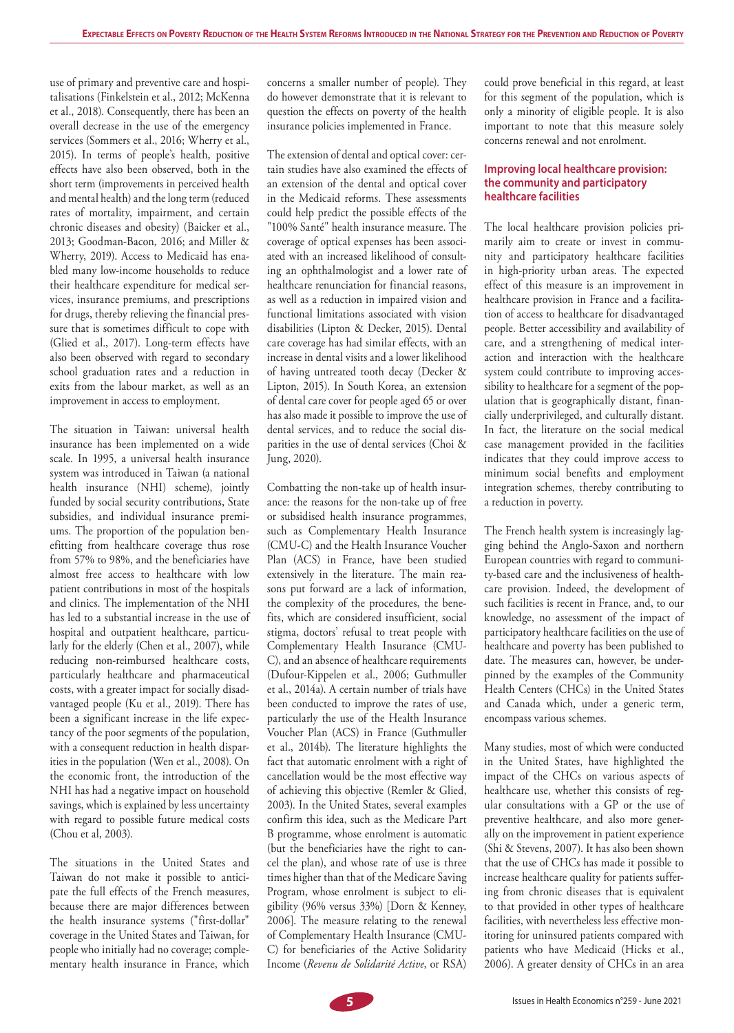use of primary and preventive care and hospitalisations (Finkelstein et al., 2012; McKenna et al., 2018). Consequently, there has been an overall decrease in the use of the emergency services (Sommers et al., 2016; Wherry et al., 2015). In terms of people's health, positive effects have also been observed, both in the short term (improvements in perceived health and mental health) and the long term (reduced rates of mortality, impairment, and certain chronic diseases and obesity) (Baicker et al., 2013; Goodman-Bacon, 2016; and Miller & Wherry, 2019). Access to Medicaid has enabled many low-income households to reduce their healthcare expenditure for medical services, insurance premiums, and prescriptions for drugs, thereby relieving the financial pressure that is sometimes difficult to cope with (Glied et al., 2017). Long-term effects have also been observed with regard to secondary school graduation rates and a reduction in exits from the labour market, as well as an improvement in access to employment.

The situation in Taiwan: universal health insurance has been implemented on a wide scale. In 1995, a universal health insurance system was introduced in Taiwan (a national health insurance (NHI) scheme), jointly funded by social security contributions, State subsidies, and individual insurance premiums. The proportion of the population benefitting from healthcare coverage thus rose from 57% to 98%, and the beneficiaries have almost free access to healthcare with low patient contributions in most of the hospitals and clinics. The implementation of the NHI has led to a substantial increase in the use of hospital and outpatient healthcare, particularly for the elderly (Chen et al., 2007), while reducing non-reimbursed healthcare costs, particularly healthcare and pharmaceutical costs, with a greater impact for socially disadvantaged people (Ku et al., 2019). There has been a significant increase in the life expectancy of the poor segments of the population, with a consequent reduction in health disparities in the population (Wen et al., 2008). On the economic front, the introduction of the NHI has had a negative impact on household savings, which is explained by less uncertainty with regard to possible future medical costs (Chou et al, 2003).

The situations in the United States and Taiwan do not make it possible to anticipate the full effects of the French measures, because there are major differences between the health insurance systems ("first-dollar" coverage in the United States and Taiwan, for people who initially had no coverage; complementary health insurance in France, which concerns a smaller number of people). They do however demonstrate that it is relevant to question the effects on poverty of the health insurance policies implemented in France.

The extension of dental and optical cover: certain studies have also examined the effects of an extension of the dental and optical cover in the Medicaid reforms. These assessments could help predict the possible effects of the "100% Santé" health insurance measure. The coverage of optical expenses has been associated with an increased likelihood of consulting an ophthalmologist and a lower rate of healthcare renunciation for financial reasons, as well as a reduction in impaired vision and functional limitations associated with vision disabilities (Lipton & Decker, 2015). Dental care coverage has had similar effects, with an increase in dental visits and a lower likelihood of having untreated tooth decay (Decker & Lipton, 2015). In South Korea, an extension of dental care cover for people aged 65 or over has also made it possible to improve the use of dental services, and to reduce the social disparities in the use of dental services (Choi & Jung, 2020).

Combatting the non-take up of health insurance: the reasons for the non-take up of free or subsidised health insurance programmes, such as Complementary Health Insurance (CMU-C) and the Health Insurance Voucher Plan (ACS) in France, have been studied extensively in the literature. The main reasons put forward are a lack of information, the complexity of the procedures, the benefits, which are considered insufficient, social stigma, doctors' refusal to treat people with Complementary Health Insurance (CMU-C), and an absence of healthcare requirements (Dufour-Kippelen et al., 2006; Guthmuller et al., 2014a). A certain number of trials have been conducted to improve the rates of use, particularly the use of the Health Insurance Voucher Plan (ACS) in France (Guthmuller et al., 2014b). The literature highlights the fact that automatic enrolment with a right of cancellation would be the most effective way of achieving this objective (Remler & Glied, 2003). In the United States, several examples confirm this idea, such as the Medicare Part B programme, whose enrolment is automatic (but the beneficiaries have the right to cancel the plan), and whose rate of use is three times higher than that of the Medicare Saving Program, whose enrolment is subject to eligibility (96% versus 33%) [Dorn & Kenney, 2006]. The measure relating to the renewal of Complementary Health Insurance (CMU-C) for beneficiaries of the Active Solidarity Income (*Revenu de Solidarité Active*, or RSA) could prove beneficial in this regard, at least for this segment of the population, which is only a minority of eligible people. It is also important to note that this measure solely concerns renewal and not enrolment.

### Improving local healthcare provision: the community and participatory healthcare facilities

The local healthcare provision policies primarily aim to create or invest in community and participatory healthcare facilities in high-priority urban areas. The expected effect of this measure is an improvement in healthcare provision in France and a facilitation of access to healthcare for disadvantaged people. Better accessibility and availability of care, and a strengthening of medical interaction and interaction with the healthcare system could contribute to improving accessibility to healthcare for a segment of the population that is geographically distant, financially underprivileged, and culturally distant. In fact, the literature on the social medical case management provided in the facilities indicates that they could improve access to minimum social benefits and employment integration schemes, thereby contributing to a reduction in poverty.

The French health system is increasingly lagging behind the Anglo-Saxon and northern European countries with regard to community-based care and the inclusiveness of healthcare provision. Indeed, the development of such facilities is recent in France, and, to our knowledge, no assessment of the impact of participatory healthcare facilities on the use of healthcare and poverty has been published to date. The measures can, however, be underpinned by the examples of the Community Health Centers (CHCs) in the United States and Canada which, under a generic term, encompass various schemes.

Many studies, most of which were conducted in the United States, have highlighted the impact of the CHCs on various aspects of healthcare use, whether this consists of regular consultations with a GP or the use of preventive healthcare, and also more generally on the improvement in patient experience (Shi & Stevens, 2007). It has also been shown that the use of CHCs has made it possible to increase healthcare quality for patients suffering from chronic diseases that is equivalent to that provided in other types of healthcare facilities, with nevertheless less effective monitoring for uninsured patients compared with patients who have Medicaid (Hicks et al., 2006). A greater density of CHCs in an area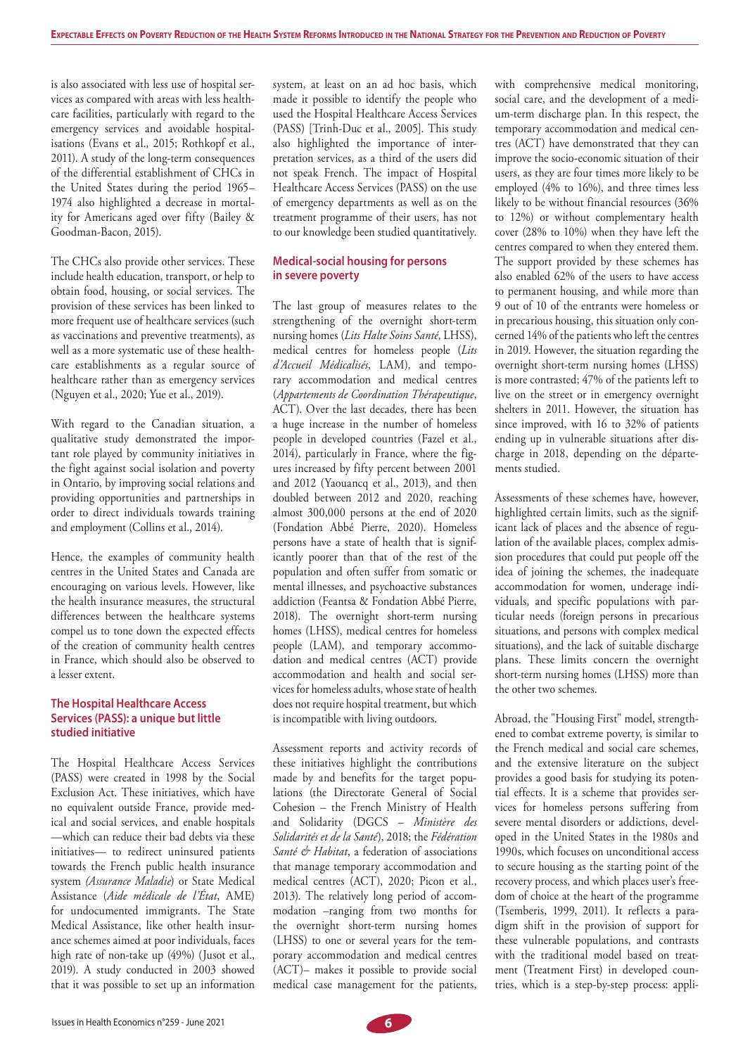is also associated with less use of hospital services as compared with areas with less healthcare facilities, particularly with regard to the emergency services and avoidable hospitalisations (Evans et al., 2015; Rothkopf et al., 2011). A study of the long-term consequences of the differential establishment of CHCs in the United States during the period 1965–1974 also highlighted a decrease in mortality for Americans aged over fifty (Bailey & Goodman-Bacon, 2015).

The CHCs also provide other services. These include health education, transport, or help to obtain food, housing, or social services. The provision of these services has been linked to more frequent use of healthcare services (such as vaccinations and preventive treatments), as well as a more systematic use of these healthcare establishments as a regular source of healthcare rather than as emergency services (Nguyen et al., 2020; Yue et al., 2019).

With regard to the Canadian situation, a qualitative study demonstrated the important role played by community initiatives in the fight against social isolation and poverty in Ontario, by improving social relations and providing opportunities and partnerships in order to direct individuals towards training and employment (Collins et al., 2014).

Hence, the examples of community health centres in the United States and Canada are encouraging on various levels. However, like the health insurance measures, the structural differences between the healthcare systems compel us to tone down the expected effects of the creation of community health centres in France, which should also be observed to a lesser extent.

## The Hospital Healthcare Access Services (PASS): a unique but little studied initiative

The Hospital Healthcare Access Services (PASS) were created in 1998 by the Social Exclusion Act. These initiatives, which have no equivalent outside France, provide medical and social services, and enable hospitals —which can reduce their bad debts via these initiatives— to redirect uninsured patients towards the French public health insurance system *(Assurance Maladie)* or State Medical Assistance (*Aide médicale de l'État*, AME) for undocumented immigrants. The State Medical Assistance, like other health insurance schemes aimed at poor individuals, faces high rate of non-take up (49%) (Jusot et al., 2019). A study conducted in 2003 showed that it was possible to set up an information system, at least on an ad hoc basis, which made it possible to identify the people who used the Hospital Healthcare Access Services (PASS) [Trinh-Duc et al., 2005]. This study also highlighted the importance of interpretation services, as a third of the users did not speak French. The impact of Hospital Healthcare Access Services (PASS) on the use of emergency departments as well as on the treatment programme of their users, has not to our knowledge been studied quantitatively.

## Medical-social housing for persons in severe poverty

The last group of measures relates to the strengthening of the overnight short-term nursing homes (*Lits Halte Soins Santé*, LHSS), medical centres for homeless people (*Lits d'Accueil Médicalisés*, LAM), and temporary accommodation and medical centres (*Appartements de Coordination Thérapeutique*, ACT). Over the last decades, there has been a huge increase in the number of homeless people in developed countries (Fazel et al., 2014), particularly in France, where the figures increased by fifty percent between 2001 and 2012 (Yaouancq et al., 2013), and then doubled between 2012 and 2020, reaching almost 300,000 persons at the end of 2020 (Fondation Abbé Pierre, 2020). Homeless persons have a state of health that is significantly poorer than that of the rest of the population and often suffer from somatic or mental illnesses, and psychoactive substances addiction (Feantsa & Fondation Abbé Pierre, 2018). The overnight short-term nursing homes (LHSS), medical centres for homeless people (LAM), and temporary accommodation and medical centres (ACT) provide accommodation and health and social services for homeless adults, whose state of health does not require hospital treatment, but which is incompatible with living outdoors.

Assessment reports and activity records of these initiatives highlight the contributions made by and benefits for the target populations (the Directorate General of Social Cohesion – the French Ministry of Health and Solidarity (DGCS – *Ministère des Solidarités et de la Santé*), 2018; the *Fédération Santé & Habitat*, a federation of associations that manage temporary accommodation and medical centres (ACT), 2020; Picon et al., 2013). The relatively long period of accommodation –ranging from two months for the overnight short-term nursing homes (LHSS) to one or several years for the temporary accommodation and medical centres (ACT)– makes it possible to provide social medical case management for the patients, with comprehensive medical monitoring, social care, and the development of a medium-term discharge plan. In this respect, the temporary accommodation and medical centres (ACT) have demonstrated that they can improve the socio-economic situation of their users, as they are four times more likely to be employed (4% to 16%), and three times less likely to be without financial resources (36% to 12%) or without complementary health cover (28% to 10%) when they have left the centres compared to when they entered them. The support provided by these schemes has also enabled 62% of the users to have access to permanent housing, and while more than 9 out of 10 of the entrants were homeless or in precarious housing, this situation only concerned 14% of the patients who left the centres in 2019. However, the situation regarding the overnight short-term nursing homes (LHSS) is more contrasted; 47% of the patients left to live on the street or in emergency overnight shelters in 2011. However, the situation has since improved, with 16 to 32% of patients ending up in vulnerable situations after discharge in 2018, depending on the départements studied.

Assessments of these schemes have, however, highlighted certain limits, such as the significant lack of places and the absence of regulation of the available places, complex admission procedures that could put people off the idea of joining the schemes, the inadequate accommodation for women, underage individuals, and specific populations with particular needs (foreign persons in precarious situations, and persons with complex medical situations), and the lack of suitable discharge plans. These limits concern the overnight short-term nursing homes (LHSS) more than the other two schemes.

Abroad, the "Housing First" model, strengthened to combat extreme poverty, is similar to the French medical and social care schemes, and the extensive literature on the subject provides a good basis for studying its potential effects. It is a scheme that provides services for homeless persons suffering from severe mental disorders or addictions, developed in the United States in the 1980s and 1990s, which focuses on unconditional access to secure housing as the starting point of the recovery process, and which places user's freedom of choice at the heart of the programme (Tsemberis, 1999, 2011). It reflects a paradigm shift in the provision of support for these vulnerable populations, and contrasts with the traditional model based on treatment (Treatment First) in developed countries, which is a step-by-step process: appli-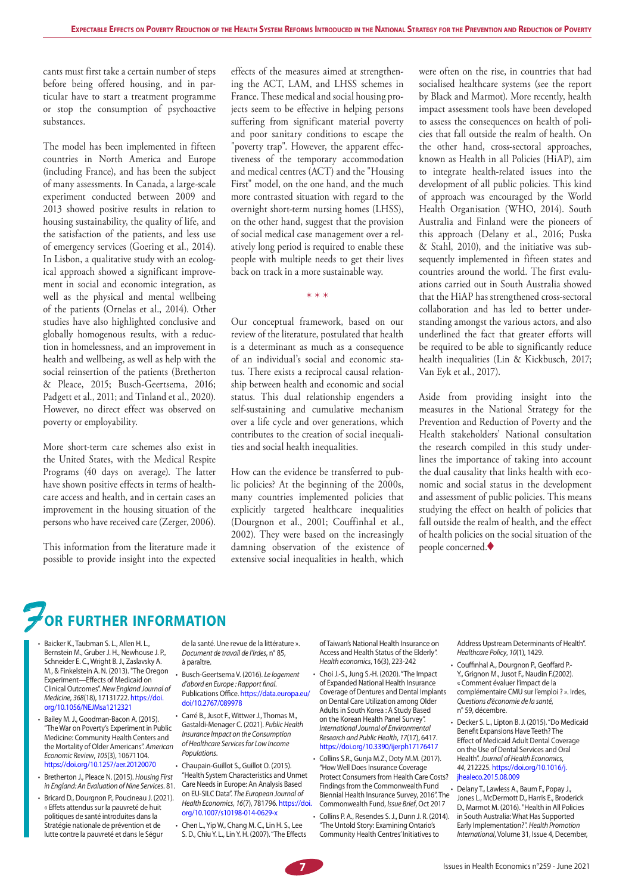cants must first take a certain number of steps before being offered housing, and in particular have to start a treatment programme or stop the consumption of psychoactive substances.

The model has been implemented in fifteen countries in North America and Europe (including France), and has been the subject of many assessments. In Canada, a large-scale experiment conducted between 2009 and 2013 showed positive results in relation to housing sustainability, the quality of life, and the satisfaction of the patients, and less use of emergency services (Goering et al., 2014). In Lisbon, a qualitative study with an ecological approach showed a significant improvement in social and economic integration, as well as the physical and mental wellbeing of the patients (Ornelas et al., 2014). Other studies have also highlighted conclusive and globally homogenous results, with a reduction in homelessness, and an improvement in health and wellbeing, as well as help with the social reinsertion of the patients (Bretherton & Pleace, 2015; Busch-Geertsema, 2016; Padgett et al., 2011; and Tinland et al., 2020). However, no direct effect was observed on poverty or employability.

More short-term care schemes also exist in the United States, with the Medical Respite Programs (40 days on average). The latter have shown positive effects in terms of healthcare access and health, and in certain cases an improvement in the housing situation of the persons who have received care (Zerger, 2006).

This information from the literature made it possible to provide insight into the expected effects of the measures aimed at strengthening the ACT, LAM, and LHSS schemes in France. These medical and social housing projects seem to be effective in helping persons suffering from significant material poverty and poor sanitary conditions to escape the "poverty trap". However, the apparent effectiveness of the temporary accommodation and medical centres (ACT) and the "Housing First" model, on the one hand, and the much more contrasted situation with regard to the overnight short-term nursing homes (LHSS), on the other hand, suggest that the provision of social medical case management over a relatively long period is required to enable these people with multiple needs to get their lives back on track in a more sustainable way.

\* \* \*

Our conceptual framework, based on our review of the literature, postulated that health is a determinant as much as a consequence of an individual's social and economic status. There exists a reciprocal causal relationship between health and economic and social status. This dual relationship engenders a self-sustaining and cumulative mechanism over a life cycle and over generations, which contributes to the creation of social inequalities and social health inequalities.

How can the evidence be transferred to public policies? At the beginning of the 2000s, many countries implemented policies that explicitly targeted healthcare inequalities (Dourgnon et al., 2001; Couffinhal et al., 2002). They were based on the increasingly damning observation of the existence of extensive social inequalities in health, which were often on the rise, in countries that had socialised healthcare systems (see the report by Black and Marmot). More recently, health impact assessment tools have been developed to assess the consequences on health of policies that fall outside the realm of health. On the other hand, cross-sectoral approaches, known as Health in all Policies (HiAP), aim to integrate health-related issues into the development of all public policies. This kind of approach was encouraged by the World Health Organisation (WHO, 2014). South Australia and Finland were the pioneers of this approach (Delany et al., 2016; Puska & Stahl, 2010), and the initiative was subsequently implemented in fifteen states and countries around the world. The first evaluations carried out in South Australia showed that the HiAP has strengthened cross-sectoral collaboration and has led to better understanding amongst the various actors, and also underlined the fact that greater efforts will be required to be able to significantly reduce health inequalities (Lin & Kickbusch, 2017; Van Eyk et al., 2017).

Aside from providing insight into the measures in the National Strategy for the Prevention and Reduction of Poverty and the Health stakeholders' National consultation the research compiled in this study underlines the importance of taking into account the dual causality that links health with economic and social status in the development and assessment of public policies. This means studying the effect on health of policies that fall outside the realm of health, and the effect of health policies on the social situation of the people concerned.♦

## For further information

- Baicker K., Taubman S. L., Allen H. L., Bernstein M., Gruber J. H., Newhouse J. P., Schneider E. C., Wright B. J., Zaslavsky A. M., & Finkelstein A. N. (2013). "The Oregon Experiment—Effects of Medicaid on Clinical Outcomes". *New England Journal of Medicine*, *368*(18), 17131722. https://doi.org/10.1056/NEJMsa1212321
- Bailey M. J., Goodman-Bacon A. (2015). "The War on Poverty's Experiment in Public Medicine: Community Health Centers and the Mortality of Older Americans". *American Economic Review*, *105*(3), 10671104. https://doi.org/10.1257/aer.20120070
- Bretherton J., Pleace N. (2015). *Housing First in England: An Evaluation of Nine Services*. 81.
- Bricard D., Dourgnon P., Poucineau J. (2021). « Effets attendus sur la pauvreté de huit politiques de santé introduites dans la Stratégie nationale de prévention et de lutte contre la pauvreté et dans le Ségur de la santé. Une revue de la littérature ». *Document de travail de l'Irdes*, n° 85, à paraître.
- Busch-Geertsema V. (2016). *Le logement d'abord en Europe : Rapport final*. Publications Office. https://data.europa.eu/doi/10.2767/089978
- Carré B., Jusot F., Wittwer J., Thomas M., Gastaldi-Menager C. (2021). *Public Health Insurance Impact on the Consumption of Healthcare Services for Low Income Populations*.
- Chaupain-Guillot S., Guillot O. (2015). "Health System Characteristics and Unmet Care Needs in Europe: An Analysis Based on EU-SILC Data". *The European Journal of Health Economics*, *16*(7), 781796. https://doi.org/10.1007/s10198-014-0629-x
- Chen L., Yip W., Chang M. C., Lin H. S., Lee S. D., Chiu Y. L., Lin Y. H. (2007). "The Effects of Taiwan's National Health Insurance on Access and Health Status of the Elderly". *Health economics*, 16(3), 223-242
- Choi J.-S., Jung S.-H. (2020). "The Impact of Expanded National Health Insurance Coverage of Dentures and Dental Implants on Dental Care Utilization among Older Adults in South Korea : A Study Based on the Korean Health Panel Survey". *International Journal of Environmental Research and Public Health*, *17*(17), 6417. https://doi.org/10.3390/ijerph17176417
- Collins S.R., Gunja M.Z., Doty M.M. (2017). "How Well Does Insurance Coverage Protect Consumers from Health Care Costs? Findings from the Commonwealth Fund Biennial Health Insurance Survey, 2016". The Commonwealth Fund, *Issue Brief*, Oct 2017
- Collins P. A., Resendes S. J., Dunn J. R. (2014). "The Untold Story: Examining Ontario's Community Health Centres' Initiatives to Address Upstream Determinants of Health". *Healthcare Policy*, *10*(1), 1429.
- Couffinhal A., Dourgnon P., Geoffard P.-Y., Grignon M., Jusot F., Naudin F.(2002). « Comment évaluer l'impact de la complémentaire CMU sur l'emploi ? ». Irdes, *Questions d'économie de la santé*, n° 59, décembre.
- Decker S. L., Lipton B. J. (2015). "Do Medicaid Benefit Expansions Have Teeth? The Effect of Medicaid Adult Dental Coverage on the Use of Dental Services and Oral Health". *Journal of Health Economics*, *44*, 212225. https://doi.org/10.1016/j.jhealeco.2015.08.009
- Delany T., Lawless A., Baum F., Popay J., Jones L., McDermott D., Harris E., Broderick D., Marmot M. (2016). "Health in All Policies in South Australia: What Has Supported Early Implementation?". *Health Promotion International*, Volume 31, Issue 4, December,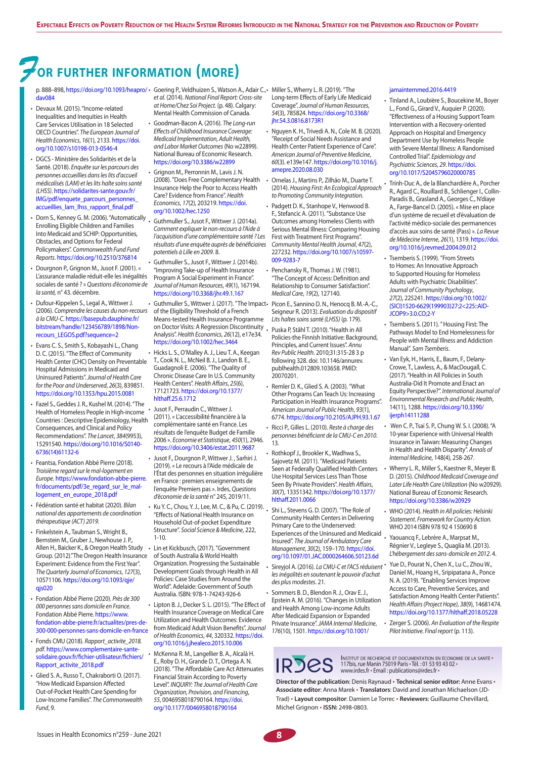# For further information (more)

p. 888–898, https://doi.org/10.1093/heapro/dav084

- Devaux M. (2015). "Income-related Inequalities and Inequities in Health Care Services Utilisation in 18 Selected OECD Countries". *The European Journal of Health Economics, 16*(1), 2133. https://doi.org/10.1007/s10198-013-0546-4
- DGCS - Ministère des Solidarités et de la Santé. (2018). *Enquête sur les parcours des personnes accueillies dans les lits d'accueil médicalisés (LAM) et les lits halte soins santé (LHSS)*. https://solidarites-sante.gouv.fr/IMG/pdf/enquete_parcours_personnes_accueillies_lam_lhss_rapport_final.pdf
- Dorn S., Kenney G. M. (2006). "Automatically Enrolling Eligible Children and Families Into Medicaid and SCHIP: Opportunities, Obstacles, and Options for Federal Policymakers". *Commonwealth Fund Fund Reports*. https://doi.org/10.2510/376814
- Dourgnon P., Grignon M., Jusot F. (2001). « L'assurance maladie réduit-elle les inégalités sociales de santé ? » *Questions d'économie de la santé*, n° 43. décembre.
- Dufour-Kippelen S., Legal A., Wittwer J. (2006). *Comprendre les causes du non-recours à la CMU-C*. https://basepub.dauphine.fr/bitstream/handle/123456789/1898/Non-recours_LEGOS.pdf?sequence=2
- Evans C. S., Smith S., Kobayashi L., Chang D. C. (2015). "The Effect of Community Health Center (CHC) Density on Preventable Hospital Admissions in Medicaid and Uninsured Patients". *Journal of Health Care for the Poor and Underserved, 26*(3), 839851. https://doi.org/10.1353/hpu.2015.0081
- Fazel S., Geddes J. R., Kushel M. (2014). "The Health of Homeless People in High-income Countries : Descriptive Epidemiology, Health Consequences, and Clinical and Policy Recommendations". *The Lancet, 384*(9953), 15291540. https://doi.org/10.1016/S0140-6736(14)61132-6
- Feantsa, Fondation Abbé Pierre (2018). *Troisième regard sur le mal-logement en Europe*. https://www.fondation-abbe-pierre.fr/documents/pdf/3e_regard_sur_le_mal-logement_en_europe_2018.pdf
- Fédération santé et habitat (2020). *Bilan national des appartements de coordination thérapeutique (ACT) 2019.*
- Finkelstein A., Taubman S., Wright B., Bernstein M., Gruber J., Newhouse J. P., Allen H., Baicker K., & Oregon Health Study Group. (2012)."The Oregon Health Insurance Experiment: Evidence from the First Year". *The Quarterly Journal of Economics, 127*(3), 10571106. https://doi.org/10.1093/qje/qjs020
- Fondation Abbé Pierre (2020). *Près de 300 000 personnes sans domicile en France*. Fondation Abbé Pierre. https://www.fondation-abbe-pierre.fr/actualites/pres-de-300-000-personnes-sans-domicile-en-france
- Fonds CMU (2018). *Rapport_activite_2018.pdf*. https://www.complementaire-sante-solidaire.gouv.fr/fichier-utilisateur/fichiers/Rapport_activite_2018.pdf
- Glied S. A., Russo T., Chakraborti O. (2017). "How Medicaid Expansion Affected Out-of-Pocket Health Care Spending for Low-Income Families". *The Commonwealth Fund*, 9.
- Goering P., Veldhuizen S., Watson A., Adair C., *et al.* (2014). *National Final Report: Cross-site at Home/Chez Soi Project.* (p. 48). Calgary: Mental Health Commission of Canada.
- Goodman-Bacon A. (2016). *The Long-run Effects of Childhood Insurance Coverage: Medicaid Implementation, Adult Health, and Labor Market Outcomes* (No w22899). National Bureau of Economic Research. https://doi.org/10.3386/w22899
- Grignon M., Perronnin M., Lavis J. N. (2008). "Does Free Complementary Health Insurance Help the Poor to Access Health Care? Evidence from France". *Health Economics, 17*(2), 203219. https://doi.org/10.1002/hec.1250
- Guthmuller S., Jusot F., Wittwer J. (2014a). *Comment expliquer le non-recours à l'Aide à l'acquisition d'une complémentaire santé ? Les résultats d'une enquête auprès de bénéficiaires potentiels à Lille en 2009*. 8.
- Guthmuller S., Jusot F., Wittwer J. (2014b). "Improving Take-up of Health Insurance Program A Social Experiment in France". *Journal of Human Resources, 49*(1), 167194. https://doi.org/10.3368/jhr.49.1.167
- Guthmuller S., Wittwer J. (2017). "The Impact of the Eligibility Threshold of a French Means-tested Health Insurance Programme on Doctor Visits: A Regression Discontinuity Analysis". *Health Economics, 26*(12), e17e34. https://doi.org/10.1002/hec.3464
- Hicks L. S., O'Malley A. J., Lieu T. A., Keegan T., Cook N. L., McNeil B. J., Landon B. E., Guadagnoli E. (2006). "The Quality of Chronic Disease Care In U.S. Community Health Centers". *Health Affairs, 25*(6), 17121723. https://doi.org/10.1377/hlthaff.25.6.1712
- Jusot F., Perraudin C., Wittwer J. (2011). « L'accessibilité financière à la complémentaire santé en France. Les résultats de l'enquête Budget de Famille 2006 ». *Economie et Statistique, 450*(1), 2946. https://doi.org/10.3406/estat.2011.9687
- Jusot F., Dourgnon P., Wittwer J. , Sarhiri J. (2019). « Le recours à l'Aide médicale de l'État des personnes en situation irrégulière en France : premiers enseignements de l'enquête Premiers pas ». Irdes, *Questions d'économie de la santé* n° 245, 2019/11.
- Ku Y. C., Chou, Y. J., Lee, M. C., & Pu, C. (2019). "Effects of National Health Insurance on Household Out-of-pocket Expenditure Structure". *Social Science & Medicine*, 222, 1-10.
- Lin et Kickbusch, (2017). "Government of South Australia & World Health Organization. Progressing the Sustainable Development Goals through Health in All Policies: Case Studies from Around the World". Adelaide: Government of South Australia. ISBN: 978-1-74243-926-6
- Lipton B. J., Decker S. L. (2015). "The Effect of Health Insurance Coverage on Medical Care Utilization and Health Outcomes: Evidence from Medicaid Adult Vision Benefits". *Journal of Health Economics, 44*, 320332. https://doi.org/10.1016/j.jhealeco.2015.10.006
- McKenna R. M., Langellier B. A., Alcalá H. E., Roby D. H., Grande D. T., Ortega A. N. (2018). "The Affordable Care Act Attenuates Financial Strain According to Poverty Level". *INQUIRY: The Journal of Health Care Organization, Provision, and Financing, 55*, 0046958018790164. https://doi.org/10.1177/0046958018790164
- Miller S., Wherry L. R. (2019). "The Long-term Effects of Early Life Medicaid Coverage". *Journal of Human Resources, 54*(3), 785824. https://doi.org/10.3368/jhr.54.3.0816.8173R1
- Nguyen K. H., Trivedi A. N., Cole M. B. (2020). "Receipt of Social Needs Assistance and Health Center Patient Experience of Care". *American Journal of Preventive Medicine, 60*(3). e139e147. https://doi.org/10.1016/j.amepre.2020.08.030
- Ornelas J., Martins P., Zilhão M., Duarte T. (2014). *Housing First: An Ecological Approach to Promoting Community Integration.*
- Padgett D. K., Stanhope V., Henwood B. F., Stefancic A. (2011). "Substance Use Outcomes among Homeless Clients with Serious Mental Illness: Comparing Housing First with Treatment First Programs". *Community Mental Health Journal, 47*(2), 227232. https://doi.org/10.1007/s10597-009-9283-7
- Penchansky R., Thomas J. W. (1981). "The Concept of Access: Definition and Relationship to Consumer Satisfaction". *Medical Care, 19*(2), 127140.
- Picon E., Sannino D. N., Henocq B. M.-A.-C., Seigneur R. (2013). *Evaluation du dispositif Lits haltes soins santé (LHSS)* (p. 179).
- Puska P, Ståhl T. (2010). "Health in All Policies-the Finnish Initiative: Background, Principles, and Current Issues". *Annu Rev Public Health*. 2010;31:315-28 3 p following 328. doi: 10.1146/annurev.publhealth.012809.103658. PMID: 20070201.
- Remler D. K., Glied S. A. (2003). "What Other Programs Can Teach Us: Increasing Participation in Health Insurance Programs". *American Journal of Public Health, 93*(1), 6774. https://doi.org/10.2105/AJPH.93.1.67
- Ricci P., Gilles L. (2010). *Reste à charge des personnes bénéficiant de la CMU-C en 2010.* 13.
- Rothkopf J., Brookler K., Wadhwa S., Sajovetz M. (2011). "Medicaid Patients Seen at Federally Qualified Health Centers Use Hospital Services Less Than Those Seen By Private Providers". *Health Affairs, 30*(7), 13351342. https://doi.org/10.1377/hlthaff.2011.0066
- Shi L., Stevens G. D. (2007). "The Role of Community Health Centers in Delivering Primary Care to the Underserved: Experiences of the Uninsured and Medicaid Insured". *The Journal of Ambulatory Care Management, 30*(2), 159–170. https://doi.org/10.1097/01.JAC.0000264606.50123.6d
- Sireyjol A. (2016). *La CMU-C et l'ACS réduisent les inégalités en soutenant le pouvoir d'achat des plus modestes*. 21.
- Sommers B. D., Blendon R. J., Orav E. J., Epstein A. M. (2016). "Changes in Utilization and Health Among Low-income Adults After Medicaid Expansion or Expanded Private Insurance". *JAMA Internal Medicine, 176*(10), 1501. https://doi.org/10.1001/jamainternmed.2016.4419
- Tinland A., Loubière S., Boucekine M., Boyer L., Fond G., Girard V., Auquier P. (2020). "Effectiveness of a Housing Support Team Intervention with a Recovery-oriented Approach on Hospital and Emergency Department Use by Homeless People with Severe Mental Illness: A Randomised Controlled Trial". *Epidemiology and Psychiatric Sciences, 29*. https://doi.org/10.1017/S2045796020000785
- Trinh-Duc A., de la Blanchardière A., Porcher R., Agard C., Rouillard B., Schlienger I., Collin-Paradis B., Grasland A., Georges C., N'diaye A., Farge-Bancel D. (2005). « Mise en place d'un système de recueil et d'évaluation de l'activité médico-sociale des permanences d'accès aux soins de santé (Pass) ». *La Revue de Médecine Interne, 26*(1), 1319. https://doi.org/10.1016/j.revmed.2004.09.012
- Tsemberis S. (1999). "From Streets to Homes: An Innovative Approach to Supported Housing for Homeless Adults with Psychiatric Disabilities". *Journal of Community Psychology, 27*(2), 225241. https://doi.org/10.1002/(SICI)1520-6629(199903)27:2<225::AID-JCOP9>3.0.CO;2-Y
- Tsemberis S. (2011). " Housing First: The Pathways Model to End Homelessness for People with Mental Illness and Addiction Manual". *Sam Tsemberis*.
- Van Eyk, H., Harris, E., Baum, F., Delany-Crowe, T., Lawless, A., & MacDougall, C. (2017). "Health in All Policies in South Australia-Did It Promote and Enact an Equity Perspective?". *International Journal of Environmental Research and Public Health*, 14(11), 1288. https://doi.org/10.3390/ijerph14111288
- Wen C. P., Tsai S. P., Chung W. S. I. (2008). "A 10-year Experience with Universal Health Insurance in Taiwan: Measuring Changes in Health and Health Disparity". *Annals of Internal Medicine*, 148(4), 258-267.
- Wherry L. R., Miller S., Kaestner R., Meyer B. D. (2015). *Childhood Medicaid Coverage and Later Life Health Care Utilization* (No w20929). National Bureau of Economic Research. https://doi.org/10.3386/w20929
- WHO (2014). *Health in All policies: Helsinki Statement. Framework for Country Action.* WHO 2014 ISBN 978 92 4 150690 8
- Yaouancq F., Lebrère A., Marpsat M., Régnier V., Legleye S., Quaglia M. (2013). *L'hébergement des sans-domicile en 2012*. 4.
- Yue D., Pourat N., Chen X., Lu C., Zhou W., Daniel M., Hoang H., Sripipatana A., Ponce N. A. (2019). "Enabling Services Improve Access to Care, Preventive Services, and Satisfaction Among Health Center Patients". *Health Affairs (Project Hope), 38*(9), 14681474. https://doi.org/10.1377/hlthaff.2018.05228
- Zerger S. (2006). *An Evaluation of the Respite Pilot Initiative. Final report* (p. 113).

IRDES — Institut de recherche et documentation en économie de la santé • 117bis, rue Manin 75019 Paris • Tél. : 01 53 93 43 02 • www.irdes.fr • Email : publications@irdes.fr •

**Director of the publication**: Denis Raynaud • **Technical senior editor:** Anne Evans • **Associate editor**: Anna Marek • **Translators**: David and Jonathan Michaelson (JD-Trad) • **Layout compositor**: Damien Le Torrec • **Reviewers**: Guillaume Chevillard, Michel Grignon • **ISSN:** 2498-0803.